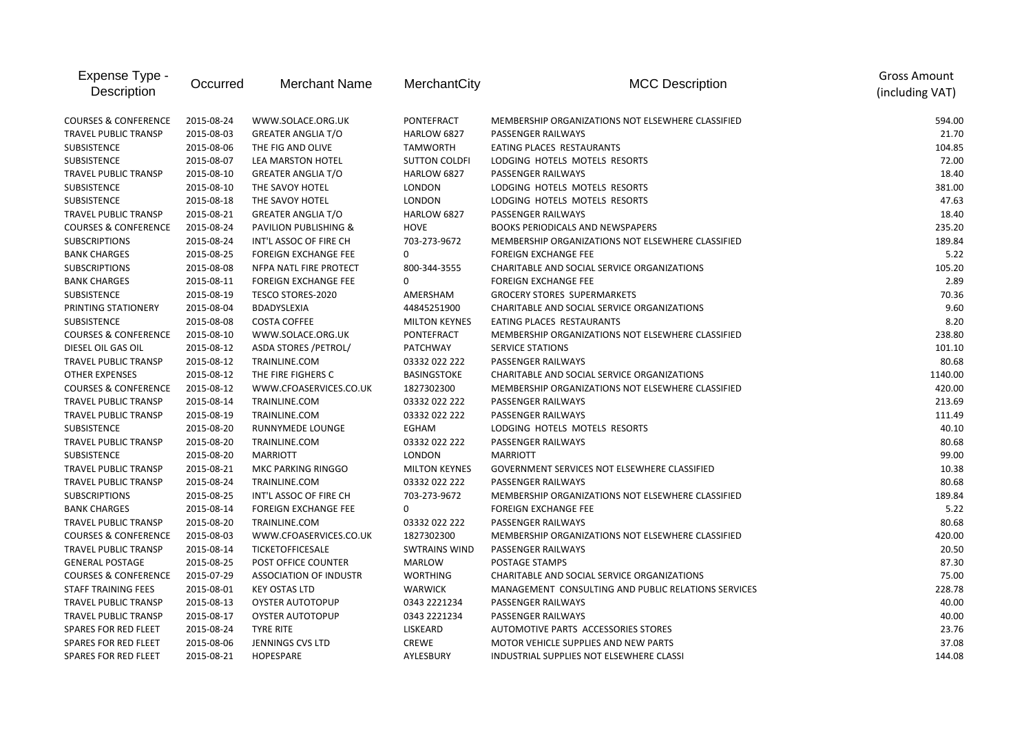| Expense Type - Description | Occurred | Merchant Name | MerchantCity | MCC Description | Gross Amount (including VAT) |
|---|---|---|---|---|---|
| COURSES & CONFERENCE | 2015-08-24 | WWW.SOLACE.ORG.UK | PONTEFRACT | MEMBERSHIP ORGANIZATIONS NOT ELSEWHERE CLASSIFIED | 594.00 |
| TRAVEL PUBLIC TRANSP | 2015-08-03 | GREATER ANGLIA T/O | HARLOW 6827 | PASSENGER RAILWAYS | 21.70 |
| SUBSISTENCE | 2015-08-06 | THE FIG AND OLIVE | TAMWORTH | EATING PLACES RESTAURANTS | 104.85 |
| SUBSISTENCE | 2015-08-07 | LEA MARSTON HOTEL | SUTTON COLDFI | LODGING HOTELS MOTELS RESORTS | 72.00 |
| TRAVEL PUBLIC TRANSP | 2015-08-10 | GREATER ANGLIA T/O | HARLOW 6827 | PASSENGER RAILWAYS | 18.40 |
| SUBSISTENCE | 2015-08-10 | THE SAVOY HOTEL | LONDON | LODGING HOTELS MOTELS RESORTS | 381.00 |
| SUBSISTENCE | 2015-08-18 | THE SAVOY HOTEL | LONDON | LODGING HOTELS MOTELS RESORTS | 47.63 |
| TRAVEL PUBLIC TRANSP | 2015-08-21 | GREATER ANGLIA T/O | HARLOW 6827 | PASSENGER RAILWAYS | 18.40 |
| COURSES & CONFERENCE | 2015-08-24 | PAVILION PUBLISHING & | HOVE | BOOKS PERIODICALS AND NEWSPAPERS | 235.20 |
| SUBSCRIPTIONS | 2015-08-24 | INT'L ASSOC OF FIRE CH | 703-273-9672 | MEMBERSHIP ORGANIZATIONS NOT ELSEWHERE CLASSIFIED | 189.84 |
| BANK CHARGES | 2015-08-25 | FOREIGN EXCHANGE FEE | 0 | FOREIGN EXCHANGE FEE | 5.22 |
| SUBSCRIPTIONS | 2015-08-08 | NFPA NATL FIRE PROTECT | 800-344-3555 | CHARITABLE AND SOCIAL SERVICE ORGANIZATIONS | 105.20 |
| BANK CHARGES | 2015-08-11 | FOREIGN EXCHANGE FEE | 0 | FOREIGN EXCHANGE FEE | 2.89 |
| SUBSISTENCE | 2015-08-19 | TESCO STORES-2020 | AMERSHAM | GROCERY STORES SUPERMARKETS | 70.36 |
| PRINTING STATIONERY | 2015-08-04 | BDADYSLEXIA | 44845251900 | CHARITABLE AND SOCIAL SERVICE ORGANIZATIONS | 9.60 |
| SUBSISTENCE | 2015-08-08 | COSTA COFFEE | MILTON KEYNES | EATING PLACES RESTAURANTS | 8.20 |
| COURSES & CONFERENCE | 2015-08-10 | WWW.SOLACE.ORG.UK | PONTEFRACT | MEMBERSHIP ORGANIZATIONS NOT ELSEWHERE CLASSIFIED | 238.80 |
| DIESEL OIL GAS OIL | 2015-08-12 | ASDA STORES /PETROL/ | PATCHWAY | SERVICE STATIONS | 101.10 |
| TRAVEL PUBLIC TRANSP | 2015-08-12 | TRAINLINE.COM | 03332 022 222 | PASSENGER RAILWAYS | 80.68 |
| OTHER EXPENSES | 2015-08-12 | THE FIRE FIGHERS C | BASINGSTOKE | CHARITABLE AND SOCIAL SERVICE ORGANIZATIONS | 1140.00 |
| COURSES & CONFERENCE | 2015-08-12 | WWW.CFOASERVICES.CO.UK | 1827302300 | MEMBERSHIP ORGANIZATIONS NOT ELSEWHERE CLASSIFIED | 420.00 |
| TRAVEL PUBLIC TRANSP | 2015-08-14 | TRAINLINE.COM | 03332 022 222 | PASSENGER RAILWAYS | 213.69 |
| TRAVEL PUBLIC TRANSP | 2015-08-19 | TRAINLINE.COM | 03332 022 222 | PASSENGER RAILWAYS | 111.49 |
| SUBSISTENCE | 2015-08-20 | RUNNYMEDE LOUNGE | EGHAM | LODGING HOTELS MOTELS RESORTS | 40.10 |
| TRAVEL PUBLIC TRANSP | 2015-08-20 | TRAINLINE.COM | 03332 022 222 | PASSENGER RAILWAYS | 80.68 |
| SUBSISTENCE | 2015-08-20 | MARRIOTT | LONDON | MARRIOTT | 99.00 |
| TRAVEL PUBLIC TRANSP | 2015-08-21 | MKC PARKING RINGGO | MILTON KEYNES | GOVERNMENT SERVICES NOT ELSEWHERE CLASSIFIED | 10.38 |
| TRAVEL PUBLIC TRANSP | 2015-08-24 | TRAINLINE.COM | 03332 022 222 | PASSENGER RAILWAYS | 80.68 |
| SUBSCRIPTIONS | 2015-08-25 | INT'L ASSOC OF FIRE CH | 703-273-9672 | MEMBERSHIP ORGANIZATIONS NOT ELSEWHERE CLASSIFIED | 189.84 |
| BANK CHARGES | 2015-08-14 | FOREIGN EXCHANGE FEE | 0 | FOREIGN EXCHANGE FEE | 5.22 |
| TRAVEL PUBLIC TRANSP | 2015-08-20 | TRAINLINE.COM | 03332 022 222 | PASSENGER RAILWAYS | 80.68 |
| COURSES & CONFERENCE | 2015-08-03 | WWW.CFOASERVICES.CO.UK | 1827302300 | MEMBERSHIP ORGANIZATIONS NOT ELSEWHERE CLASSIFIED | 420.00 |
| TRAVEL PUBLIC TRANSP | 2015-08-14 | TICKETOFFICESALE | SWTRAINS WIND | PASSENGER RAILWAYS | 20.50 |
| GENERAL POSTAGE | 2015-08-25 | POST OFFICE COUNTER | MARLOW | POSTAGE STAMPS | 87.30 |
| COURSES & CONFERENCE | 2015-07-29 | ASSOCIATION OF INDUSTR | WORTHING | CHARITABLE AND SOCIAL SERVICE ORGANIZATIONS | 75.00 |
| STAFF TRAINING FEES | 2015-08-01 | KEY OSTAS LTD | WARWICK | MANAGEMENT CONSULTING AND PUBLIC RELATIONS SERVICES | 228.78 |
| TRAVEL PUBLIC TRANSP | 2015-08-13 | OYSTER AUTOTOPUP | 0343 2221234 | PASSENGER RAILWAYS | 40.00 |
| TRAVEL PUBLIC TRANSP | 2015-08-17 | OYSTER AUTOTOPUP | 0343 2221234 | PASSENGER RAILWAYS | 40.00 |
| SPARES FOR RED FLEET | 2015-08-24 | TYRE RITE | LISKEARD | AUTOMOTIVE PARTS ACCESSORIES STORES | 23.76 |
| SPARES FOR RED FLEET | 2015-08-06 | JENNINGS CVS LTD | CREWE | MOTOR VEHICLE SUPPLIES AND NEW PARTS | 37.08 |
| SPARES FOR RED FLEET | 2015-08-21 | HOPESPARE | AYLESBURY | INDUSTRIAL SUPPLIES NOT ELSEWHERE CLASSI | 144.08 |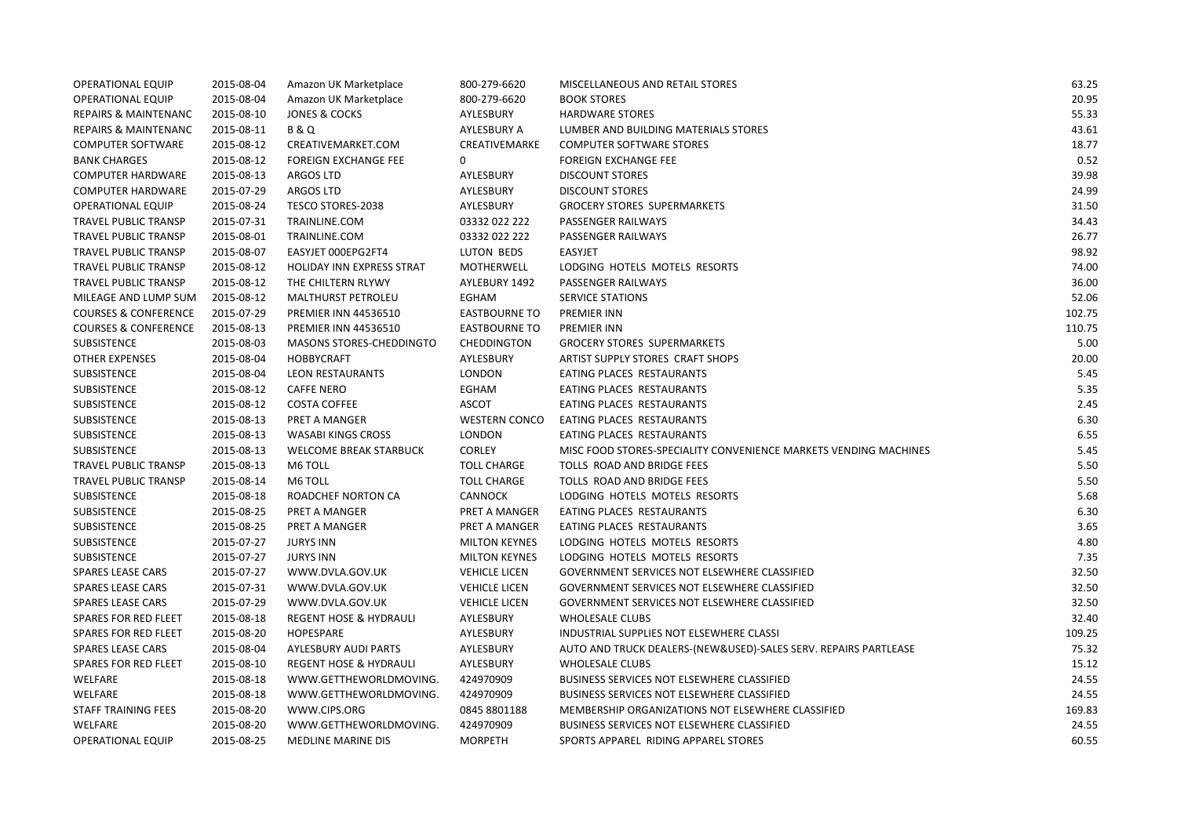| | | | | | |
|---|---|---|---|---|---|
| OPERATIONAL EQUIP | 2015-08-04 | Amazon UK Marketplace | 800-279-6620 | MISCELLANEOUS AND RETAIL STORES | 63.25 |
| OPERATIONAL EQUIP | 2015-08-04 | Amazon UK Marketplace | 800-279-6620 | BOOK STORES | 20.95 |
| REPAIRS & MAINTENANC | 2015-08-10 | JONES & COCKS | AYLESBURY | HARDWARE STORES | 55.33 |
| REPAIRS & MAINTENANC | 2015-08-11 | B & Q | AYLESBURY A | LUMBER AND BUILDING MATERIALS STORES | 43.61 |
| COMPUTER SOFTWARE | 2015-08-12 | CREATIVEMARKET.COM | CREATIVEMARKE | COMPUTER SOFTWARE STORES | 18.77 |
| BANK CHARGES | 2015-08-12 | FOREIGN EXCHANGE FEE | 0 | FOREIGN EXCHANGE FEE | 0.52 |
| COMPUTER HARDWARE | 2015-08-13 | ARGOS LTD | AYLESBURY | DISCOUNT STORES | 39.98 |
| COMPUTER HARDWARE | 2015-07-29 | ARGOS LTD | AYLESBURY | DISCOUNT STORES | 24.99 |
| OPERATIONAL EQUIP | 2015-08-24 | TESCO STORES-2038 | AYLESBURY | GROCERY STORES SUPERMARKETS | 31.50 |
| TRAVEL PUBLIC TRANSP | 2015-07-31 | TRAINLINE.COM | 03332 022 222 | PASSENGER RAILWAYS | 34.43 |
| TRAVEL PUBLIC TRANSP | 2015-08-01 | TRAINLINE.COM | 03332 022 222 | PASSENGER RAILWAYS | 26.77 |
| TRAVEL PUBLIC TRANSP | 2015-08-07 | EASYJET 000EPG2FT4 | LUTON BEDS | EASYJET | 98.92 |
| TRAVEL PUBLIC TRANSP | 2015-08-12 | HOLIDAY INN EXPRESS STRAT | MOTHERWELL | LODGING HOTELS MOTELS RESORTS | 74.00 |
| TRAVEL PUBLIC TRANSP | 2015-08-12 | THE CHILTERN RLYWY | AYLEBURY 1492 | PASSENGER RAILWAYS | 36.00 |
| MILEAGE AND LUMP SUM | 2015-08-12 | MALTHURST PETROLEU | EGHAM | SERVICE STATIONS | 52.06 |
| COURSES & CONFERENCE | 2015-07-29 | PREMIER INN 44536510 | EASTBOURNE TO | PREMIER INN | 102.75 |
| COURSES & CONFERENCE | 2015-08-13 | PREMIER INN 44536510 | EASTBOURNE TO | PREMIER INN | 110.75 |
| SUBSISTENCE | 2015-08-03 | MASONS STORES-CHEDDINGTO | CHEDDINGTON | GROCERY STORES SUPERMARKETS | 5.00 |
| OTHER EXPENSES | 2015-08-04 | HOBBYCRAFT | AYLESBURY | ARTIST SUPPLY STORES CRAFT SHOPS | 20.00 |
| SUBSISTENCE | 2015-08-04 | LEON RESTAURANTS | LONDON | EATING PLACES RESTAURANTS | 5.45 |
| SUBSISTENCE | 2015-08-12 | CAFFE NERO | EGHAM | EATING PLACES RESTAURANTS | 5.35 |
| SUBSISTENCE | 2015-08-12 | COSTA COFFEE | ASCOT | EATING PLACES RESTAURANTS | 2.45 |
| SUBSISTENCE | 2015-08-13 | PRET A MANGER | WESTERN CONCO | EATING PLACES RESTAURANTS | 6.30 |
| SUBSISTENCE | 2015-08-13 | WASABI KINGS CROSS | LONDON | EATING PLACES RESTAURANTS | 6.55 |
| SUBSISTENCE | 2015-08-13 | WELCOME BREAK STARBUCK | CORLEY | MISC FOOD STORES-SPECIALITY CONVENIENCE MARKETS VENDING MACHINES | 5.45 |
| TRAVEL PUBLIC TRANSP | 2015-08-13 | M6 TOLL | TOLL CHARGE | TOLLS ROAD AND BRIDGE FEES | 5.50 |
| TRAVEL PUBLIC TRANSP | 2015-08-14 | M6 TOLL | TOLL CHARGE | TOLLS ROAD AND BRIDGE FEES | 5.50 |
| SUBSISTENCE | 2015-08-18 | ROADCHEF NORTON CA | CANNOCK | LODGING HOTELS MOTELS RESORTS | 5.68 |
| SUBSISTENCE | 2015-08-25 | PRET A MANGER | PRET A MANGER | EATING PLACES RESTAURANTS | 6.30 |
| SUBSISTENCE | 2015-08-25 | PRET A MANGER | PRET A MANGER | EATING PLACES RESTAURANTS | 3.65 |
| SUBSISTENCE | 2015-07-27 | JURYS INN | MILTON KEYNES | LODGING HOTELS MOTELS RESORTS | 4.80 |
| SUBSISTENCE | 2015-07-27 | JURYS INN | MILTON KEYNES | LODGING HOTELS MOTELS RESORTS | 7.35 |
| SPARES LEASE CARS | 2015-07-27 | WWW.DVLA.GOV.UK | VEHICLE LICEN | GOVERNMENT SERVICES NOT ELSEWHERE CLASSIFIED | 32.50 |
| SPARES LEASE CARS | 2015-07-31 | WWW.DVLA.GOV.UK | VEHICLE LICEN | GOVERNMENT SERVICES NOT ELSEWHERE CLASSIFIED | 32.50 |
| SPARES LEASE CARS | 2015-07-29 | WWW.DVLA.GOV.UK | VEHICLE LICEN | GOVERNMENT SERVICES NOT ELSEWHERE CLASSIFIED | 32.50 |
| SPARES FOR RED FLEET | 2015-08-18 | REGENT HOSE & HYDRAULI | AYLESBURY | WHOLESALE CLUBS | 32.40 |
| SPARES FOR RED FLEET | 2015-08-20 | HOPESPARE | AYLESBURY | INDUSTRIAL SUPPLIES NOT ELSEWHERE CLASSI | 109.25 |
| SPARES LEASE CARS | 2015-08-04 | AYLESBURY AUDI PARTS | AYLESBURY | AUTO AND TRUCK DEALERS-(NEW&USED)-SALES SERV. REPAIRS PARTLEASE | 75.32 |
| SPARES FOR RED FLEET | 2015-08-10 | REGENT HOSE & HYDRAULI | AYLESBURY | WHOLESALE CLUBS | 15.12 |
| WELFARE | 2015-08-18 | WWW.GETTHEWORLDMOVING. | 424970909 | BUSINESS SERVICES NOT ELSEWHERE CLASSIFIED | 24.55 |
| WELFARE | 2015-08-18 | WWW.GETTHEWORLDMOVING. | 424970909 | BUSINESS SERVICES NOT ELSEWHERE CLASSIFIED | 24.55 |
| STAFF TRAINING FEES | 2015-08-20 | WWW.CIPS.ORG | 0845 8801188 | MEMBERSHIP ORGANIZATIONS NOT ELSEWHERE CLASSIFIED | 169.83 |
| WELFARE | 2015-08-20 | WWW.GETTHEWORLDMOVING. | 424970909 | BUSINESS SERVICES NOT ELSEWHERE CLASSIFIED | 24.55 |
| OPERATIONAL EQUIP | 2015-08-25 | MEDLINE MARINE DIS | MORPETH | SPORTS APPAREL RIDING APPAREL STORES | 60.55 |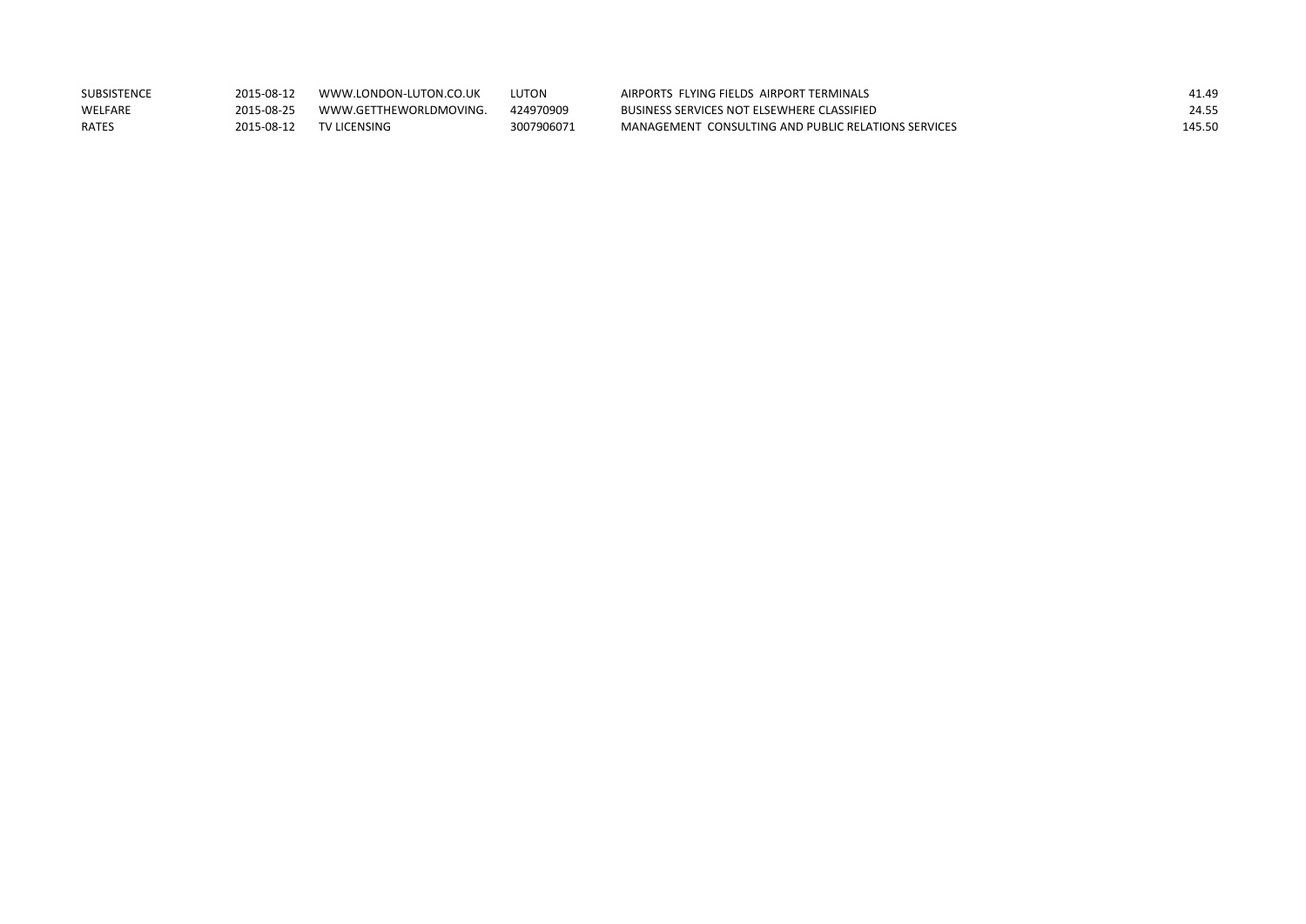| | | | | | |
|---|---|---|---|---|---|
| SUBSISTENCE | 2015-08-12 | WWW.LONDON-LUTON.CO.UK | LUTON | AIRPORTS FLYING FIELDS AIRPORT TERMINALS | 41.49 |
| WELFARE | 2015-08-25 | WWW.GETTHEWORLDMOVING. | 424970909 | BUSINESS SERVICES NOT ELSEWHERE CLASSIFIED | 24.55 |
| RATES | 2015-08-12 | TV LICENSING | 3007906071 | MANAGEMENT CONSULTING AND PUBLIC RELATIONS SERVICES | 145.50 |